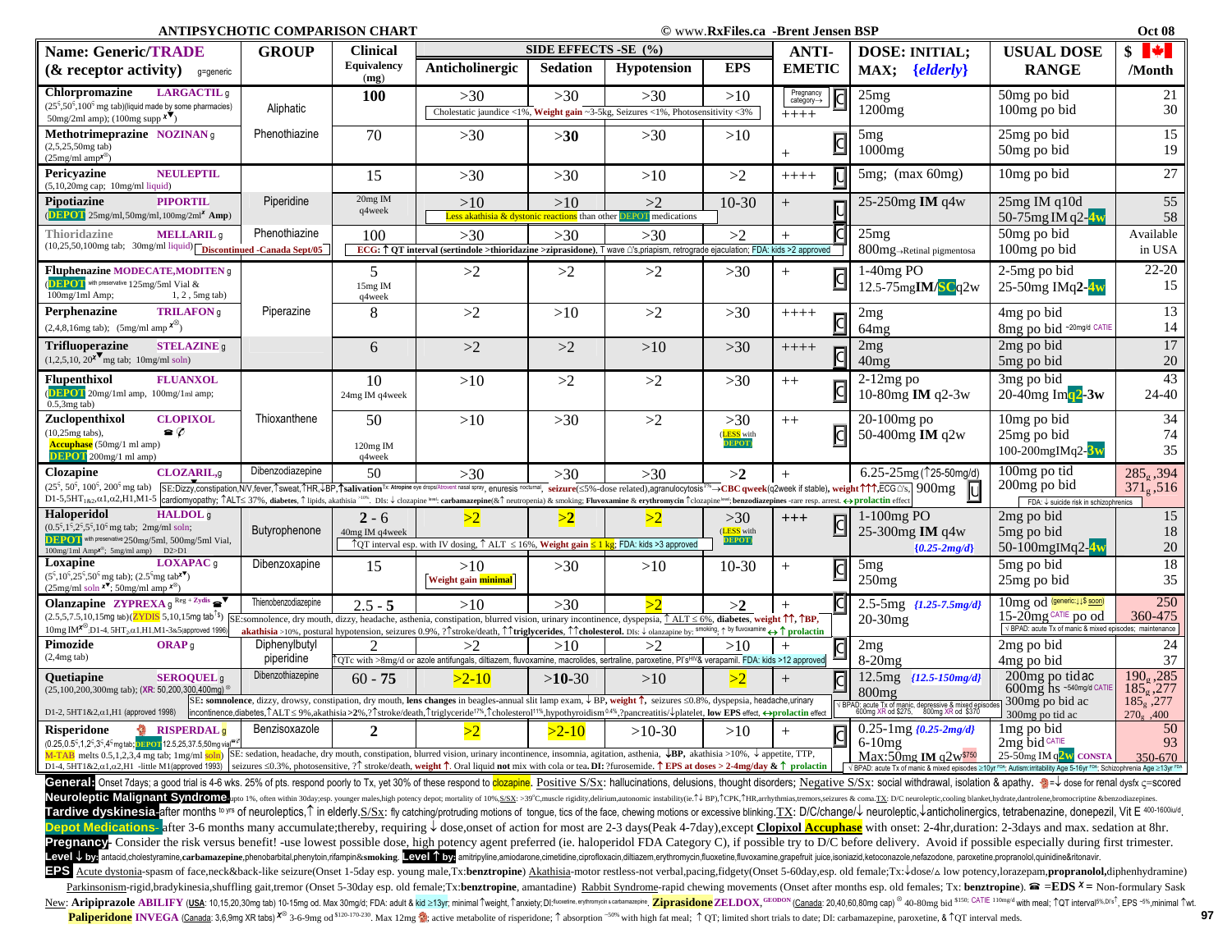# ANTIPSYCHOTIC COMPARISON CHART

© www.RxFiles.ca -Brent Jensen BSP — Oct 08

| Name: Generic/TRADE (& receptor activity) g=generic | GROUP | Clinical Equivalency (mg) | SIDE EFFECTS -SE (%) Anticholinergic | Sedation | Hypotension | EPS | ANTI-EMETIC | DOSE: INITIAL; MAX; {elderly} | USUAL DOSE RANGE | $ /Month |
|---|---|---|---|---|---|---|---|---|---|---|
| **Chlorpromazine** LARGACTIL g (25[S],50[S],100[S] mg tab)(liquid made by some pharmacies) 50mg/2ml amp); (100mg supp X▼) | Aliphatic | **100** | >30 | >30 | >30 | >10 | Pregnancy category→ C ++++ | 25mg / 1200mg | 50mg po bid / 100mg po bid | 21 / 30 |
| | | | Cholestatic jaundice <1%, **Weight gain** ~3-5kg, Seizures <1%, Photosensitivity <3% | | | | | | | |
| **Methotrimeprazine** NOZINAN g (2,5,25,50mg tab) (25mg/ml amp X®) | Phenothiazine | 70 | >30 | **>30** | >30 | >10 | + C | 5mg / 1000mg | 25mg po bid / 50mg po bid | 15 / 19 |
| **Pericyazine** NEULEPTIL (5,10,20mg cap; 10mg/ml liquid) | | 15 | >30 | >30 | >10 | >2 | ++++ U | 5mg; (max 60mg) | 10mg po bid | 27 |
| **Pipotiazine** PIPORTIL (DEPOT 25mg/ml,50mg/ml,100mg/2ml X Amp) | Piperidine | 20mg IM q4week | >10 | >10 | >2 | 10-30 | + U | 25-250mg **IM** q4w | 25mg IM q10d / 50-75mg IM q2-4w | 55 / 58 |
| | | | Less akathisia & dystonic reactions than other DEPOT medications | | | | | | | |
| **Thioridazine** MELLARIL g (10,25,50,100mg tab; 30mg/ml liquid) Discontinued -Canada Sept/05 | Phenothiazine | 100 | >30 | >30 | >30 | >2 | + C | 25mg / 800mg →Retinal pigmentosa | 50mg po bid / 100mg po bid | Available in USA |
| | | | **ECG: ↑ QT interval (sertindole >thioridazine >ziprasidone)**, T wave Δ's,priapism, retrograde ejaculation; FDA: kids >2 approved | | | | | | | |
| **Fluphenazine** MODECATE,MODITEN g (DEPOT with preservative 125mg/5ml Vial & 100mg/1ml Amp; 1, 2 , 5mg tab) | | 5 / 15mg IM q4week | >2 | >2 | >2 | >30 | + C | 1-40mg PO / 12.5-75mg **IM/SC** q2w | 2-5mg po bid / 25-50mg IMq2-4w | 22-20 / 15 |
| **Perphenazine** TRILAFON g (2,4,8,16mg tab); (5mg/ml amp X®) | Piperazine | 8 | >2 | >10 | >2 | >30 | ++++ C | 2mg / 64mg | 4mg po bid / 8mg po bid ~20mg/d CATIE | 13 / 14 |
| **Trifluoperazine** STELAZINE g (1,2,5,10, 20X▼ mg tab; 10mg/ml soln) | | 6 | >2 | >2 | >10 | >30 | ++++ C | 2mg / 40mg | 2mg po bid / 5mg po bid | 17 / 20 |
| **Flupenthixol** FLUANXOL (DEPOT 20mg/1ml amp, 100mg/1ml amp; 0.5,3mg tab) | | 10 / 24mg IM q4week | >10 | >2 | >2 | >30 | ++ C | 2-12mg po / 10-80mg **IM** q2-3w | 3mg po bid / 20-40mg Im q2-3w | 43 / 24-40 |
| **Zuclopenthixol** CLOPIXOL ☎ (10,25mg tabs), Accuphase (50mg/1 ml amp) DEPOT 200mg/1 ml amp) | Thioxanthene | 50 / 120mg IM q4week | >10 | >30 | >2 | >30 (LESS with DEPOT) | ++ C | 20-100mg po / 50-400mg **IM** q2w | 10mg po bid / 25mg po bid / 100-200mgIMq2-3w | 34 / 74 / 35 |
| **Clozapine** CLOZARIL,g (25[S], 50[S], 100[S], 200[S] mg tab) D1-5,5HT1&2,α1,α2,H1,M1-5 | Dibenzodiazepine | 50 | >30 | >30 | >30 | **>2** | + | 6.25-25mg (↑25-50mg/d) 900mg U | 100mg po tid / 200mg po bid | 285g ,394 / 371g ,516 |
| | | | SE:Dizzy,constipation,N/V,fever,↑sweat,↑HR,↓BP,↑**salivation** Tx: Atropine eye drops/Atrovent nasal spray, enuresis nocturnal, **seizure**(≤5%-dose related),agranulocytosis1% →**CBC qweek**(q2week if stable), **weight ↑↑↑**,ECG Δ's, cardiomyopathy; ↑ALT≤ 37%, **diabetes**, ↑ lipids, akathisia ~10%. DIs: ↓ clozapine level: **carbamazepine**(& ↑ neutropenia) & smoking; **Fluvoxamine & erythromycin** ↑clozapine level; **benzodiazepines** -rare resp. arrest. ↔**prolactin** effect | | | | | | FDA: ↓ suicide risk in schizophrenics | |
| **Haloperidol** HALDOL g (0.5[S],1[S],2[S],5[S],10[S] mg tab; 2mg/ml soln; DEPOT with preservative 250mg/5ml, 500mg/5ml Vial, 100mg/1ml Amp X; 5mg/ml amp) D2>D1 | Butyrophenone | **2 - 6** / 40mg IM q4week | >2 | >2 | >2 | >30 (LESS with DEPOT) | +++ C | 1-100mg PO / 25-300mg **IM** q4w {0.25-2mg/d} | 2mg po bid / 5mg po bid / 50-100mgIMq2-4w | 15 / 18 / 20 |
| | | | ↑QT interval esp. with IV dosing, ↑ ALT ≤ 16%, **Weight gain** ≤ 1 kg; FDA: kids >3 approved | | | | | | | |
| **Loxapine** LOXAPAC g (5[S],10[S],25[S],50[S] mg tab); (2.5mg tab X▼) (25mg/ml soln X▼; 50mg/ml amp X®) | Dibenzoxapine | 15 | >10 [Weight gain minimal] | >30 | >10 | 10-30 | + C | 5mg / 250mg | 5mg po bid / 25mg po bid | 18 / 35 |
| **Olanzapine** ZYPREXA g Reg + Zydis ☎▼ (2.5,5,7.5,10,15mg tab)(ZYDIS 5,10,15mg tab[S]) 10mg IM X®,D1-4, 5HT2,α1,H1,M1-3&5(approved 1996) | Thienobenzodiazepine | **2.5 - 5** | >10 | >30 | >2 | >2 | + C | 2.5-5mg {1.25-7.5mg/d} / 20-30mg | 10mg od (generic:↓$ soon) / 15-20mg CATIE po od | 250 / 360-475 |
| | | | SE:somnolence, dry mouth, dizzy, headache, asthenia, constipation, blurred vision, urinary incontinence, dyspepsia, ↑ ALT ≤ 6%, **diabetes**, **weight ↑↑**, **↑BP**, **akathisia** >10%, postural hypotension, seizures 0.9%, ?↑stroke/death, ↑↑**triglycerides**, ↑**cholesterol**. DIs: ↓ olanzapine by: smoking, ↑ by fluvoxamine ↔ ↑ **prolactin** | | | | | | √ BPAD: acute Tx of manic & mixed episodes; maintenance | |
| **Pimozide** ORAP g (2,4mg tab) | Diphenylbutyl piperidine | 2 | >2 | >10 | >2 | >10 | + C | 2mg / 8-20mg | 2mg po bid / 4mg po bid | 24 / 37 |
| | | | ↑QTc with >8mg/d or azole antifungals, diltiazem, fluvoxamine, macrolides, sertraline, paroxetine, PI'sHIV& verapamil. FDA: kids >12 approved | | | | | | | |
| **Quetiapine** SEROQUEL g (25,100,200,300mg tab); (XR: 50,200,300,400mg) ® D1-2, 5HT1&2,α1,H1 (approved 1998) | Dibenzothiazepine | **60 - 75** | >2-10 | **>10**-30 | >10 | >2 | + C | 12.5mg {12.5-150mg/d} / 800mg | 200mg po tid ac / 600mg hs ~540mg/d CATIE / 300mg po bid ac / 300mg po tid ac | 190g ,285 / 185g ,277 / 185g ,277 / 270g ,400 |
| | | | SE: **somnolence**, dizzy, drowsy, constipation, dry mouth, **lens changes** in beagles-annual slit lamp exam, ↓ BP, **weight ↑**, seizures ≤0.8%, dyspepsia, headache,urinary incontinence,diabetes,↑ALT≤ 9%,akathisia>2%,?↑stroke/death,↑triglyceride17%,↑cholesterol11%,hypothyroidism0.4%,?pancreatitis/↓platelet, **low EPS** effect, ↔**prolactin** effect | | | | | √ BPAD: acute Tx of manic, depressive & mixed episodes 600mg XR od $275, 800mg XR od $370 | | |
| **Risperidone** RISPERDAL g (0.25,0.5[S],1,2[S],3[S],4[S] mg tab; DEPOT 12.5,25,37.5,50mg vial X✓) M-TAB melts 0.5,1,2,3,4 mg tab; 1mg/ml soln) D1-4, 5HT1&2,α1,α2,H1 -little M1(approved 1993) | Benzisoxazole | **2** | >2 | >2-10 | >10-30 | >10 | + C | 0.25-1mg {0.25-2mg/d} / 6-10mg / Max:50mg **IM** q2w$750 | 1mg po bid / 2mg bid CATIE / 25-50mg IM q2w CONSTA | 50 / 93 / 350-670 |
| | | | SE: sedation, headache, dry mouth, constipation, blurred vision, urinary incontinence, insomnia, agitation, asthenia, **↓BP**, akathisia >10%, ↓ appetite, TTP, seizures ≤0.3%, photosensitive, ?↑ stroke/death, **weight ↑**. Oral liquid **not** mix with cola or tea. **DI:** ?furosemide. **↑ EPS at doses > 2-4mg/day & ↑ prolactin** | | | | | √ BPAD: Acute Tx of manic & mixed episodes ≥10yr FDA; Autism:irritability Age 5-16yr FDA; Schizophrenia Age ≥13yr FDA | | |

**General:** Onset 7days; a good trial is 4-6 wks. 25% of pts. respond poorly to Tx, yet 30% of these respond to clozapine. Positive S/Sx: hallucinations, delusions, thought disorders; Negative S/Sx: social withdrawal, isolation & apathy. 🔅=↓ dose for renal dysfx ς=scored

**Neuroleptic Malignant Syndrome**-upto 1%, often within 30day;esp. younger males,high potency depot; mortality of 10%,S/SX: >39°C,muscle rigidity,delirium,autonomic instability(ie.↑↓ BP),↑CPK,↑HR,arrhythmias,tremors,seizures & coma.TX: D/C neuroleptic,cooling blanket,hydrate,dantrolene,bromocriptine &benzodiazepines.

**Tardive dyskinesia**-after months to yrs of neuroleptics,↑ in elderly.S/Sx: fly catching/protruding motions of tongue, tics of the face, chewing motions or excessive blinking.TX: D/C/change/↓ neuroleptic,↓anticholinergics, tetrabenazine, donepezil, Vit E 400-1600iu/d.

**Depot Medications**- after 3-6 months many accumulate;thereby, requiring ↓ dose,onset of action for most are 2-3 days(Peak 4-7day),except **Clopixol Accuphase** with onset: 2-4hr,duration: 2-3days and max. sedation at 8hr.

**Pregnancy**- Consider the risk versus benefit! -use lowest possible dose, high potency agent preferred (ie. haloperidol FDA Category C), if possible try to D/C before delivery. Avoid if possible especially during first trimester.

**Level ↓ by:** antacid,cholestyramine,**carbamazepine**,phenobarbital,phenytoin,rifampin&**smoking**. **Level ↑ by:** amitripyline,amiodarone,cimetidine,ciprofloxacin,diltiazem,erythromycin,fluoxetine,fluvoxamine,grapefruit juice,isoniazid,ketoconazole,nefazodone, paroxetine,propranolol,quinidine&ritonavir.

**EPS** Acute dystonia-spasm of face,neck&back-like seizure(Onset 1-5day esp. young male,Tx:**benztropine**) Akathisia-motor restless-not verbal,pacing,fidgety(Onset 5-60day,esp. old female;Tx:↓dose/Δ low potency,lorazepam,**propranolol**,diphenhydramine)
Parkinsonism-rigid,bradykinesia,shuffling gait,tremor (Onset 5-30day esp. old female;Tx:**benztropine**, amantadine) Rabbit Syndrome-rapid chewing movements (Onset after months esp. old females; Tx: **benztropine**). ☎ =EDS X = Non-formulary Sask

New: **Aripiprazole** ABILIFY (USA: 10,15,20,30mg tab) 10-15mg od. Max 30mg/d; FDA: adult & kid ≥13yr; minimal ↑weight, ↑anxiety; DI:fluoxetine, erythromycin+carbamazepine. **Ziprasidone** ZELDOX, GEODON (Canada: 20,40,60,80mg cap) ® 40-80mg bid $150; CATIE 110mg/d with meal; ↑QT interval5%,DI's↑, EPS ~5%,minimal ↑wt.
**Paliperidone** INVEGA (Canada: 3,6,9mg XR tabs) X® 3-6-9mg od $120-170-230. Max 12mg 🔅; active metabolite of risperidone; ↑ absorption ~50% with high fat meal; ↑ QT; limited short trials to date; DI: carbamazepine, paroxetine, & ↑QT interval meds.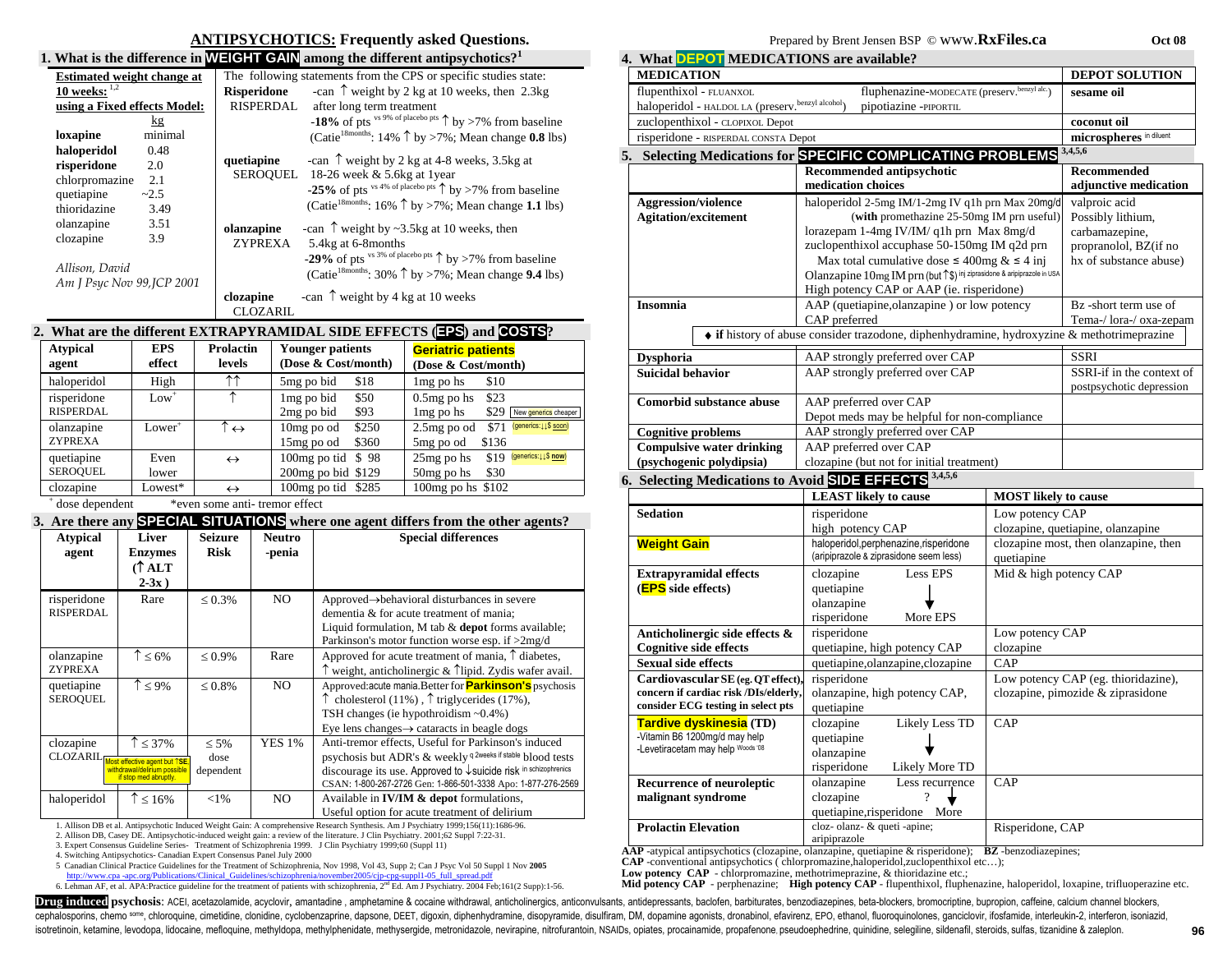# ANTIPSYCHOTICS: Frequently asked Questions.

Prepared by Brent Jensen BSP © www.RxFiles.ca Oct 08

## 1. What is the difference in WEIGHT GAIN among the different antipsychotics?[1]

**Estimated weight change at 10 weeks:**[1,2] **using a Fixed effects Model:**

| | kg |
|---|---|
| **loxapine** | minimal |
| **haloperidol** | 0.48 |
| **risperidone** | 2.0 |
| chlorpromazine | 2.1 |
| quetiapine | ~2.5 |
| thioridazine | 3.49 |
| olanzapine | 3.51 |
| clozapine | 3.9 |

*Allison, David Am J Psyc Nov 99,JCP 2001*

The following statements from the CPS or specific studies state:

**Risperidone** RISPERDAL -can ↑ weight by 2 kg at 10 weeks, then 2.3kg after long term treatment **-18%** of pts [vs 9% of placebo pts] ↑ by >7% from baseline (Catie[18months]: 14% ↑ by >7%; Mean change **0.8** lbs)

**quetiapine** SEROQUEL -can ↑ weight by 2 kg at 4-8 weeks, 3.5kg at 18-26 week & 5.6kg at 1year **-25%** of pts [vs 4% of placebo pts] ↑ by >7% from baseline (Catie[18months]: 16% ↑ by >7%; Mean change **1.1** lbs)

**olanzapine** ZYPREXA -can ↑ weight by ~3.5kg at 10 weeks, then 5.4kg at 6-8months **-29%** of pts [vs 3% of placebo pts] ↑ by >7% from baseline (Catie[18months]: 30% ↑ by >7%; Mean change **9.4** lbs)

**clozapine** CLOZARIL -can ↑ weight by 4 kg at 10 weeks

## 2. What are the different EXTRAPYRAMIDAL SIDE EFFECTS (EPS) and COSTS?

| Atypical agent | EPS effect | Prolactin levels | Younger patients (Dose & Cost/month) | Geriatric patients (Dose & Cost/month) |
|---|---|---|---|---|
| haloperidol | High | ↑↑ | 5mg po bid $18 | 1mg po hs $10 |
| risperidone RISPERDAL | Low[+] | ↑ | 1mg po bid $50; 2mg po bid $93 | 0.5mg po hs $23; 1mg po hs $29 (New generics cheaper) |
| olanzapine ZYPREXA | Lower[+] | ↑↔ | 10mg po od $250; 15mg po od $360 | 2.5mg po od $71 (generics:↓↓$ soon); 5mg po od $136 |
| quetiapine SEROQUEL | Even lower | ↔ | 100mg po tid $ 98; 200mg po bid $129 | 25mg po hs $19 (generics:↓↓$ now); 50mg po hs $30 |
| clozapine | Lowest* | ↔ | 100mg po tid $285 | 100mg po hs $102 |

[+] dose dependent *even some anti- tremor effect

## 3. Are there any SPECIAL SITUATIONS where one agent differs from the other agents?

| Atypical agent | Liver Enzymes (↑ ALT 2-3x) | Seizure Risk | Neutro -penia | Special differences |
|---|---|---|---|---|
| risperidone RISPERDAL | Rare | ≤ 0.3% | NO | Approved→behavioral disturbances in severe dementia & for acute treatment of mania; Liquid formulation, M tab & **depot** forms available; Parkinson's motor function worse esp. if >2mg/d |
| olanzapine ZYPREXA | ↑ ≤ 6% | ≤ 0.9% | Rare | Approved for acute treatment of mania, ↑ diabetes, ↑ weight, anticholinergic & ↑lipid. Zydis wafer avail. |
| quetiapine SEROQUEL | ↑ ≤ 9% | ≤ 0.8% | NO | Approved:acute mania.Better for **Parkinson's** psychosis ↑ cholesterol (11%) , ↑ triglycerides (17%), TSH changes (ie hypothroidism ~0.4%) Eye lens changes→ cataracts in beagle dogs |
| clozapine CLOZARIL (Most effective agent but ↑SE, withdrawal/delirium possible if stop med abruptly.) | ↑ ≤ 37% | ≤ 5% dose dependent | YES 1% | Anti-tremor effects, Useful for Parkinson's induced psychosis but ADR's & weekly [q 2weeks if stable] blood tests discourage its use. Approved to ↓suicide risk [in schizophrenics] CSAN: 1-800-267-2726 Gen: 1-866-501-3338 Apo: 1-877-276-2569 |
| haloperidol | ↑ ≤ 16% | <1% | NO | Available in **IV/IM & depot** formulations, Useful option for acute treatment of delirium |

1. Allison DB et al. Antipsychotic Induced Weight Gain: A comprehensive Research Synthesis. Am J Psychiatry 1999;156(11):1686-96.
2. Allison DB, Casey DE. Antipsychotic-induced weight gain: a review of the literature. J Clin Psychiatry. 2001;62 Suppl 7:22-31.
3. Expert Consensus Guideline Series- Treatment of Schizophrenia 1999. J Clin Psychiatry 1999;60 (Suppl 11)
4. Switching Antipsychotics- Canadian Expert Consensus Panel July 2000
5. Canadian Clinical Practice Guidelines for the Treatment of Schizophrenia, Nov 1998, Vol 43, Supp 2; Can J Psyc Vol 50 Suppl 1 Nov **2005** http://www.cpa -apc.org/Publications/Clinical_Guidelines/schizophrenia/november2005/cjp-cpg-suppl1-05_full_spread.pdf
6. Lehman AF, et al. APA:Practice guideline for the treatment of patients with schizophrenia, 2nd Ed. Am J Psychiatry. 2004 Feb;161(2 Supp):1-56.

## 4. What DEPOT MEDICATIONS are available?

| MEDICATION | DEPOT SOLUTION |
|---|---|
| flupenthixol - FLUANXOL; fluphenazine-MODECATE (preserv.[benzyl alc.]); haloperidol - HALDOL LA (preserv.[benzyl alcohol]); pipotiazine -PIPORTIL | sesame oil |
| zuclopenthixol - CLOPIXOL Depot | coconut oil |
| risperidone - RISPERDAL CONSTA Depot | microspheres [in diluent] |

## 5. Selecting Medications for SPECIFIC COMPLICATING PROBLEMS[3,4,5,6]

| | Recommended antipsychotic medication choices | Recommended adjunctive medication |
|---|---|---|
| **Aggression/violence Agitation/excitement** | haloperidol 2-5mg IM/1-2mg IV q1h prn Max 20mg/d (**with** promethazine 25-50mg IM prn useful) lorazepam 1-4mg IV/IM/ q1h prn Max 8mg/d zuclopenthixol accuphase 50-150mg IM q2d prn Max total cumulative dose ≤ 400mg & ≤ 4 inj Olanzapine 10mg IM prn (but ↑$) [inj ziprasidone & aripiprazole in USA] High potency CAP or AAP (ie. risperidone) | valproic acid Possibly lithium, carbamazepine, propranolol, BZ(if no hx of substance abuse) |
| **Insomnia** | AAP (quetiapine,olanzapine ) or low potency CAP preferred | Bz -short term use of Tema-/ lora-/ oxa-zepam |
| | ♦ **if** history of abuse consider trazodone, diphenhydramine, hydroxyzine & methotrimeprazine | |
| **Dysphoria** | AAP strongly preferred over CAP | SSRI |
| **Suicidal behavior** | AAP strongly preferred over CAP | SSRI-if in the context of postpsychotic depression |
| **Comorbid substance abuse** | AAP preferred over CAP Depot meds may be helpful for non-compliance | |
| **Cognitive problems** | AAP strongly preferred over CAP | |
| **Compulsive water drinking (psychogenic polydipsia)** | AAP preferred over CAP clozapine (but not for initial treatment) | |

## 6. Selecting Medications to Avoid SIDE EFFECTS[3,4,5,6]

| | LEAST likely to cause | MOST likely to cause |
|---|---|---|
| **Sedation** | risperidone high potency CAP | Low potency CAP clozapine, quetiapine, olanzapine |
| **Weight Gain** | haloperidol,perphenazine,risperidone (aripiprazole & ziprasidone seem less) | clozapine most, then olanzapine, then quetiapine |
| **Extrapyramidal effects (EPS side effects)** | clozapine (Less EPS), quetiapine, olanzapine, risperidone (More EPS) | Mid & high potency CAP |
| **Anticholinergic side effects & Cognitive side effects** | risperidone quetiapine, high potency CAP | Low potency CAP clozapine |
| **Sexual side effects** | quetiapine,olanzapine,clozapine | CAP |
| **Cardiovascular SE (eg. QT effect), concern if cardiac risk /DIs/elderly, consider ECG testing in select pts** | risperidone olanzapine, high potency CAP, quetiapine | Low potency CAP (eg. thioridazine), clozapine, pimozide & ziprasidone |
| **Tardive dyskinesia (TD)** -Vitamin B6 1200mg/d may help -Levetiracetam may help [Woods '08] | clozapine (Likely Less TD), quetiapine, olanzapine, risperidone (Likely More TD) | CAP |
| **Recurrence of neuroleptic malignant syndrome** | olanzapine (Less recurrence), clozapine (?), quetiapine,risperidone (More) | CAP |
| **Prolactin Elevation** | cloz- olanz- & queti -apine; aripiprazole | Risperidone, CAP |

**AAP** -atypical antipsychotics (clozapine, olanzapine, quetiapine & risperidone); **BZ** -benzodiazepines;
**CAP** -conventional antipsychotics ( chlorpromazine,haloperidol,zuclopenthixol etc…);
**Low potency CAP** - chlorpromazine, methotrimeprazine, & thioridazine etc.;
**Mid potency CAP** - perphenazine; **High potency CAP** - flupenthixol, fluphenazine, haloperidol, loxapine, trifluoperazine etc.

**Drug induced psychosis:** ACEI, acetazolamide, acyclovir, amantadine , amphetamine & cocaine withdrawal, anticholinergics, anticonvulsants, antidepressants, baclofen, barbiturates, benzodiazepines, beta-blockers, bromocriptine, bupropion, caffeine, calcium channel blockers, cephalosporins, chemo [some], chloroquine, cimetidine, clonidine, cyclobenzaprine, dapsone, DEET, digoxin, diphenhydramine, disopyramide, disulfiram, DM, dopamine agonists, dronabinol, efavirenz, EPO, ethanol, fluoroquinolones, ganciclovir, ifosfamide, interleukin-2, interferon, isoniazid, isotretinoin, ketamine, levodopa, lidocaine, mefloquine, methyldopa, methylphenidate, methysergide, metronidazole, nevirapine, nitrofurantoin, NSAIDs, opiates, procainamide, propafenone, pseudoephedrine, quinidine, selegiline, sildenafil, steroids, sulfas, tizanidine & zaleplon.